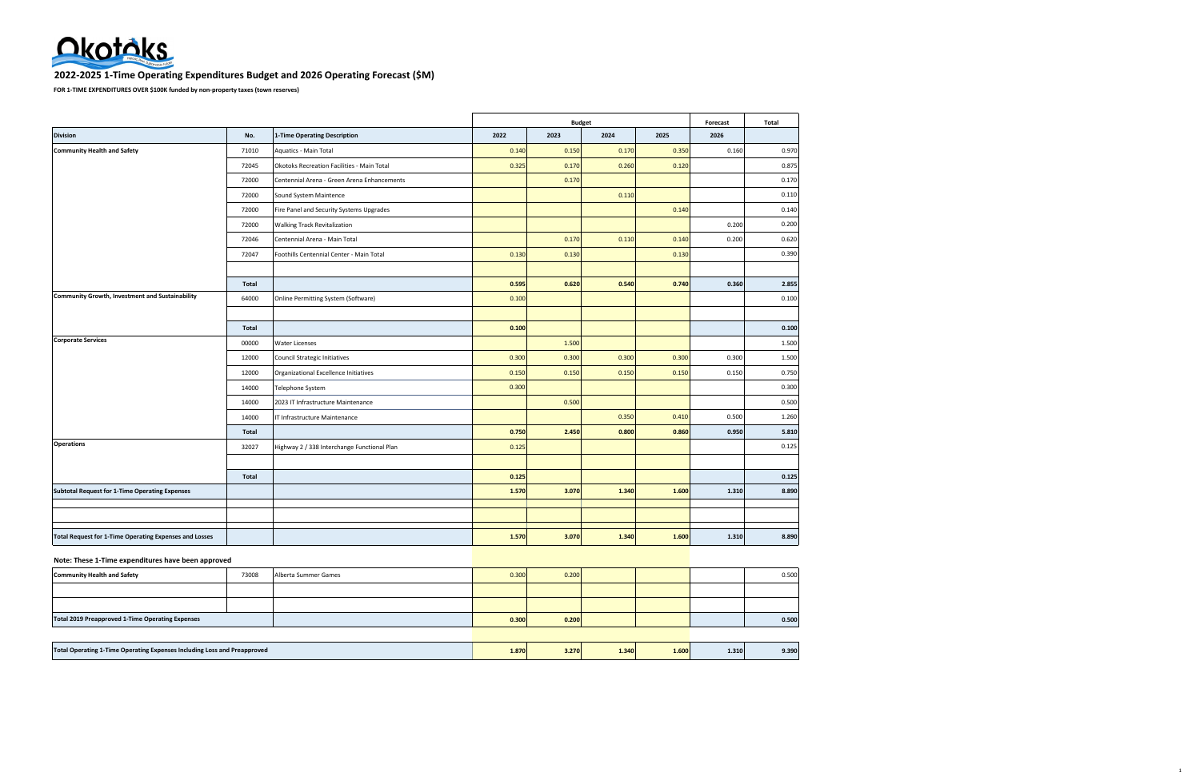# 2022-2025 1-Time Operating Expenditures Budget and 2026 Operating Forecast ($M)

**FOR 1-TIME EXPENDITURES OVER $100K funded by non-property taxes (town reserves)**

| | | | Budget | | | | Forecast | Total |
|---|---|---|---|---|---|---|---|---|
| **Division** | **No.** | **1-Time Operating Description** | **2022** | **2023** | **2024** | **2025** | **2026** | |
| **Community Health and Safety** | 71010 | Aquatics - Main Total | 0.140 | 0.150 | 0.170 | 0.350 | 0.160 | 0.970 |
| | 72045 | Okotoks Recreation Facilities - Main Total | 0.325 | 0.170 | 0.260 | 0.120 | | 0.875 |
| | 72000 | Centennial Arena - Green Arena Enhancements | | 0.170 | | | | 0.170 |
| | 72000 | Sound System Maintence | | | 0.110 | | | 0.110 |
| | 72000 | Fire Panel and Security Systems Upgrades | | | | 0.140 | | 0.140 |
| | 72000 | Walking Track Revitalization | | | | | 0.200 | 0.200 |
| | 72046 | Centennial Arena - Main Total | | 0.170 | 0.110 | 0.140 | 0.200 | 0.620 |
| | 72047 | Foothills Centennial Center - Main Total | 0.130 | 0.130 | | 0.130 | | 0.390 |
| | | | | | | | | |
| | **Total** | | **0.595** | **0.620** | **0.540** | **0.740** | **0.360** | **2.855** |
| **Community Growth, Investment and Sustainability** | 64000 | Online Permitting System (Software) | 0.100 | | | | | 0.100 |
| | | | | | | | | |
| | **Total** | | **0.100** | | | | | **0.100** |
| **Corporate Services** | 00000 | Water Licenses | | 1.500 | | | | 1.500 |
| | 12000 | Council Strategic Initiatives | 0.300 | 0.300 | 0.300 | 0.300 | 0.300 | 1.500 |
| | 12000 | Organizational Excellence Initiatives | 0.150 | 0.150 | 0.150 | 0.150 | 0.150 | 0.750 |
| | 14000 | Telephone System | 0.300 | | | | | 0.300 |
| | 14000 | 2023 IT Infrastructure Maintenance | | 0.500 | | | | 0.500 |
| | 14000 | IT Infrastructure Maintenance | | | 0.350 | 0.410 | 0.500 | 1.260 |
| | **Total** | | **0.750** | **2.450** | **0.800** | **0.860** | **0.950** | **5.810** |
| **Operations** | 32027 | Highway 2 / 338 Interchange Functional Plan | 0.125 | | | | | 0.125 |
| | | | | | | | | |
| | **Total** | | **0.125** | | | | | **0.125** |
| **Subtotal Request for 1-Time Operating Expenses** | | | **1.570** | **3.070** | **1.340** | **1.600** | **1.310** | **8.890** |
| | | | | | | | | |
| | | | | | | | | |
| **Total Request for 1-Time Operating Expenses and Losses** | | | **1.570** | **3.070** | **1.340** | **1.600** | **1.310** | **8.890** |

**Note: These 1-Time expenditures have been approved**

| | | | 2022 | 2023 | 2024 | 2025 | 2026 | Total |
|---|---|---|---|---|---|---|---|---|
| **Community Health and Safety** | 73008 | Alberta Summer Games | 0.300 | 0.200 | | | | 0.500 |
| | | | | | | | | |
| | | | | | | | | |
| **Total 2019 Preapproved 1-Time Operating Expenses** | | | **0.300** | **0.200** | | | | **0.500** |
| | | | | | | | | |
| **Total Operating 1-Time Operating Expenses Including Loss and Preapproved** | | | **1.870** | **3.270** | **1.340** | **1.600** | **1.310** | **9.390** |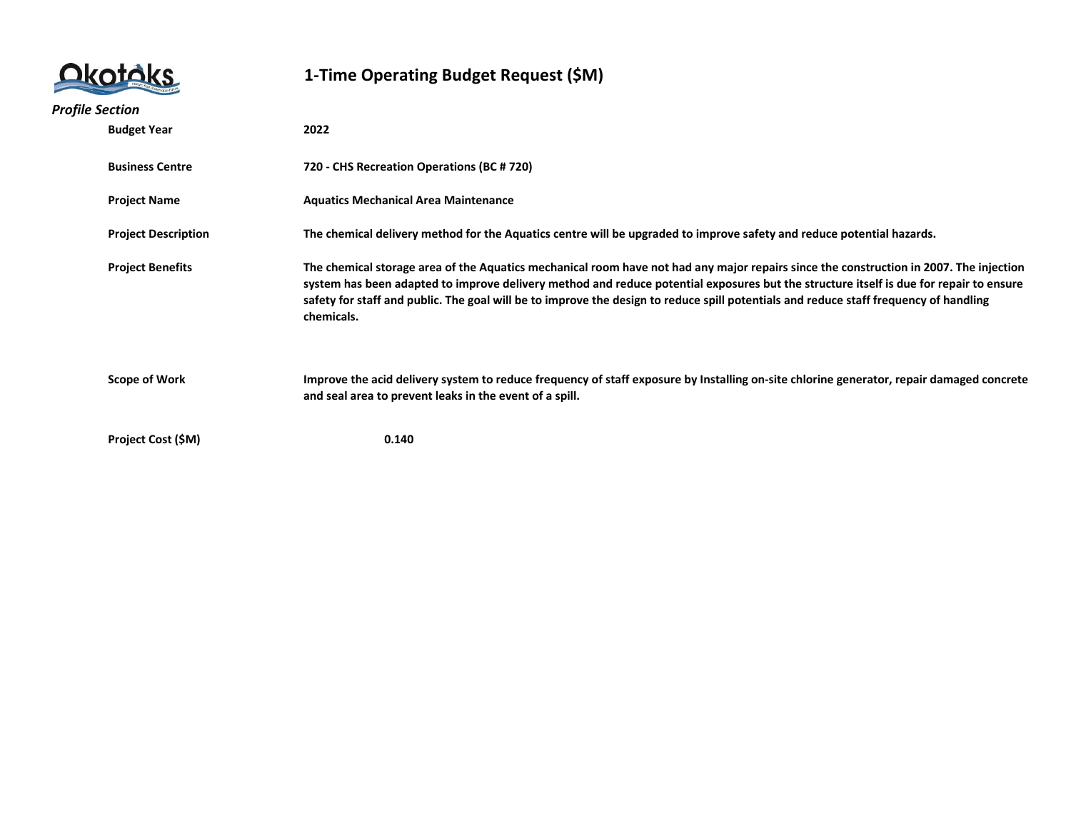# 1-Time Operating Budget Request ($M)

*Profile Section*

| | |
|---|---|
| **Budget Year** | **2022** |
| **Business Centre** | **720 - CHS Recreation Operations (BC # 720)** |
| **Project Name** | **Aquatics Mechanical Area Maintenance** |
| **Project Description** | **The chemical delivery method for the Aquatics centre will be upgraded to improve safety and reduce potential hazards.** |
| **Project Benefits** | **The chemical storage area of the Aquatics mechanical room have not had any major repairs since the construction in 2007. The injection system has been adapted to improve delivery method and reduce potential exposures but the structure itself is due for repair to ensure safety for staff and public. The goal will be to improve the design to reduce spill potentials and reduce staff frequency of handling chemicals.** |
| **Scope of Work** | **Improve the acid delivery system to reduce frequency of staff exposure by Installing on-site chlorine generator, repair damaged concrete and seal area to prevent leaks in the event of a spill.** |
| **Project Cost ($M)** | **0.140** |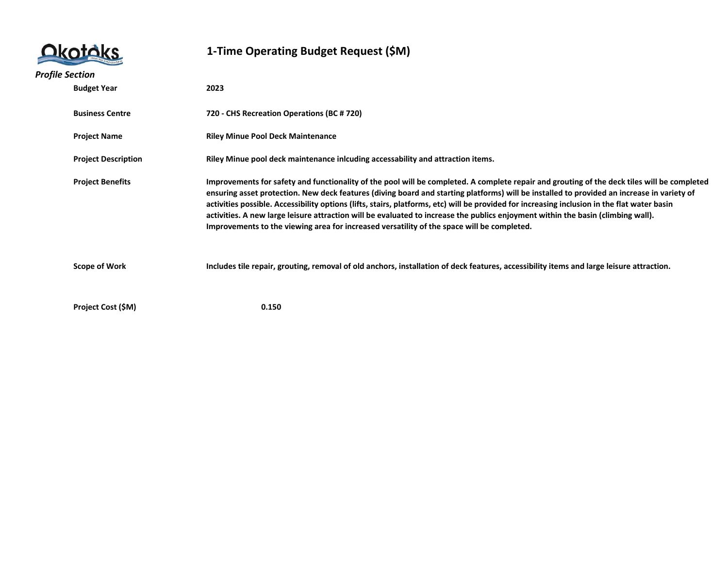# 1-Time Operating Budget Request ($M)

*Profile Section*

| | |
|---|---|
| **Budget Year** | **2023** |
| **Business Centre** | **720 - CHS Recreation Operations (BC # 720)** |
| **Project Name** | **Riley Minue Pool Deck Maintenance** |
| **Project Description** | **Riley Minue pool deck maintenance inlcuding accessability and attraction items.** |
| **Project Benefits** | **Improvements for safety and functionality of the pool will be completed. A complete repair and grouting of the deck tiles will be completed ensuring asset protection. New deck features (diving board and starting platforms) will be installed to provided an increase in variety of activities possible. Accessibility options (lifts, stairs, platforms, etc) will be provided for increasing inclusion in the flat water basin activities. A new large leisure attraction will be evaluated to increase the publics enjoyment within the basin (climbing wall). Improvements to the viewing area for increased versatility of the space will be completed.** |
| **Scope of Work** | **Includes tile repair, grouting, removal of old anchors, installation of deck features, accessibility items and large leisure attraction.** |
| **Project Cost ($M)** | **0.150** |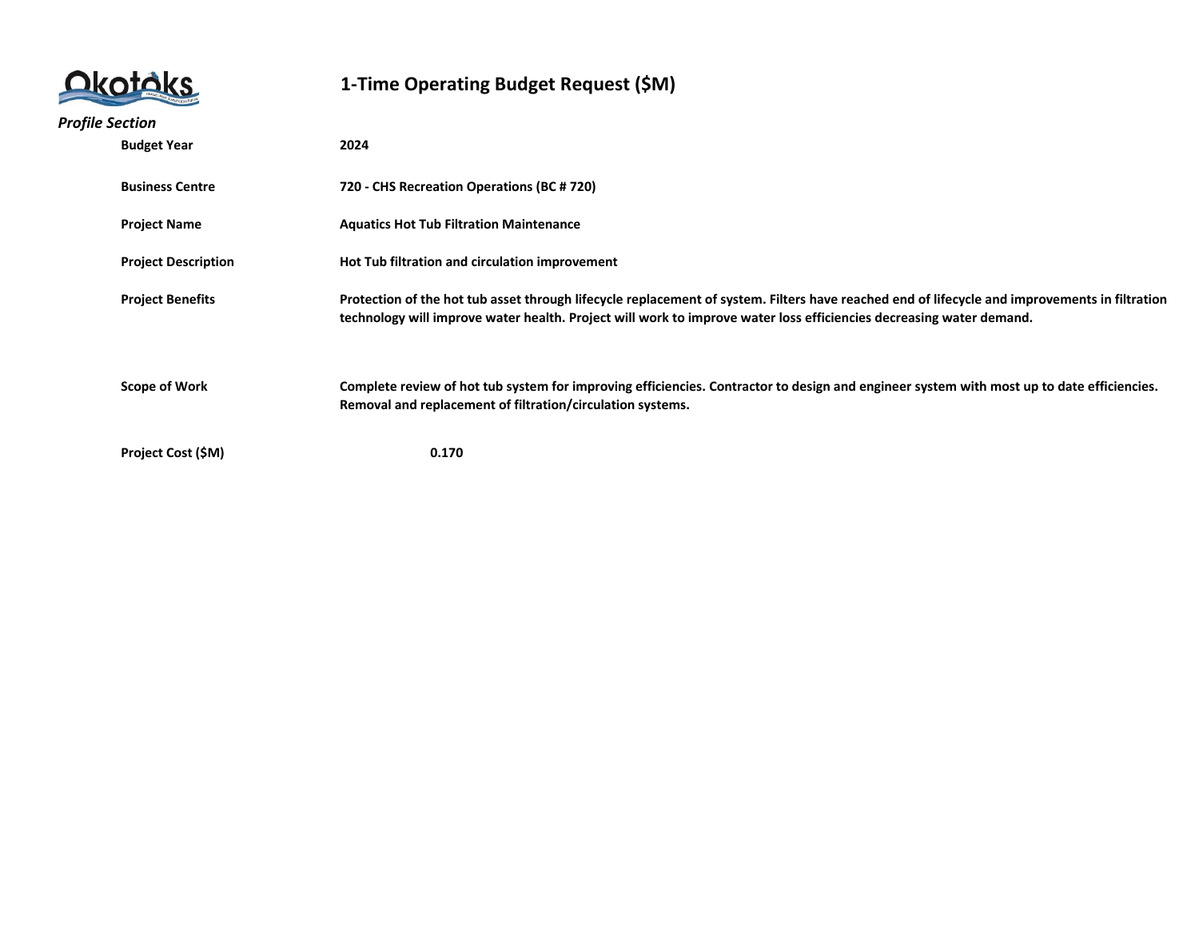# 1-Time Operating Budget Request ($M)

*Profile Section*

| | |
|---|---|
| **Budget Year** | **2024** |
| **Business Centre** | **720 - CHS Recreation Operations (BC # 720)** |
| **Project Name** | **Aquatics Hot Tub Filtration Maintenance** |
| **Project Description** | **Hot Tub filtration and circulation improvement** |
| **Project Benefits** | **Protection of the hot tub asset through lifecycle replacement of system. Filters have reached end of lifecycle and improvements in filtration technology will improve water health. Project will work to improve water loss efficiencies decreasing water demand.** |
| **Scope of Work** | **Complete review of hot tub system for improving efficiencies. Contractor to design and engineer system with most up to date efficiencies. Removal and replacement of filtration/circulation systems.** |
| **Project Cost ($M)** | **0.170** |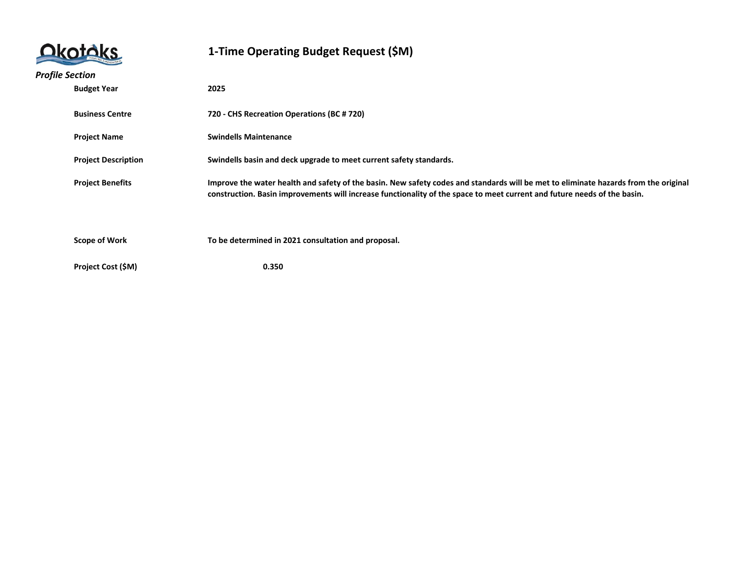# 1-Time Operating Budget Request ($M)

*Profile Section*

| | |
|---|---|
| **Budget Year** | **2025** |
| **Business Centre** | **720 - CHS Recreation Operations (BC # 720)** |
| **Project Name** | **Swindells Maintenance** |
| **Project Description** | **Swindells basin and deck upgrade to meet current safety standards.** |
| **Project Benefits** | **Improve the water health and safety of the basin. New safety codes and standards will be met to eliminate hazards from the original construction. Basin improvements will increase functionality of the space to meet current and future needs of the basin.** |
| **Scope of Work** | **To be determined in 2021 consultation and proposal.** |
| **Project Cost ($M)** | **0.350** |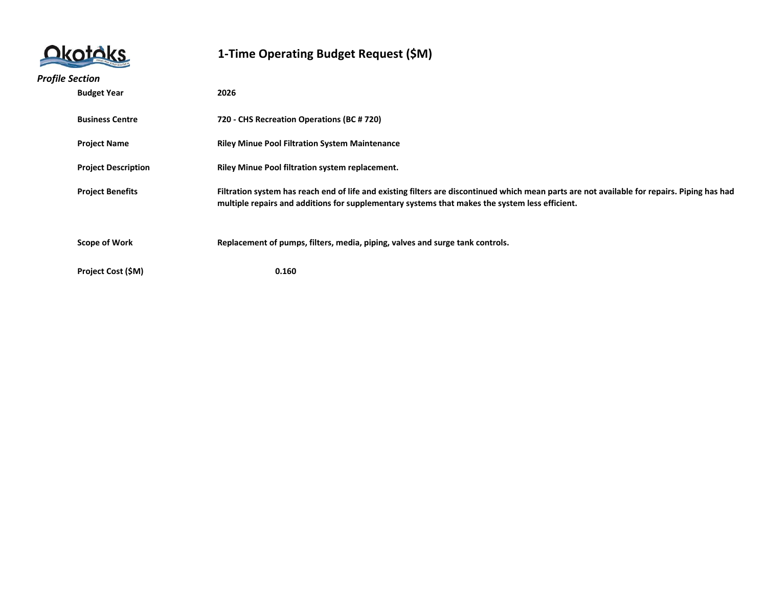# 1-Time Operating Budget Request ($M)

*Profile Section*

| | |
|---|---|
| **Budget Year** | **2026** |
| **Business Centre** | **720 - CHS Recreation Operations (BC # 720)** |
| **Project Name** | **Riley Minue Pool Filtration System Maintenance** |
| **Project Description** | **Riley Minue Pool filtration system replacement.** |
| **Project Benefits** | **Filtration system has reach end of life and existing filters are discontinued which mean parts are not available for repairs. Piping has had multiple repairs and additions for supplementary systems that makes the system less efficient.** |
| **Scope of Work** | **Replacement of pumps, filters, media, piping, valves and surge tank controls.** |
| **Project Cost ($M)** | **0.160** |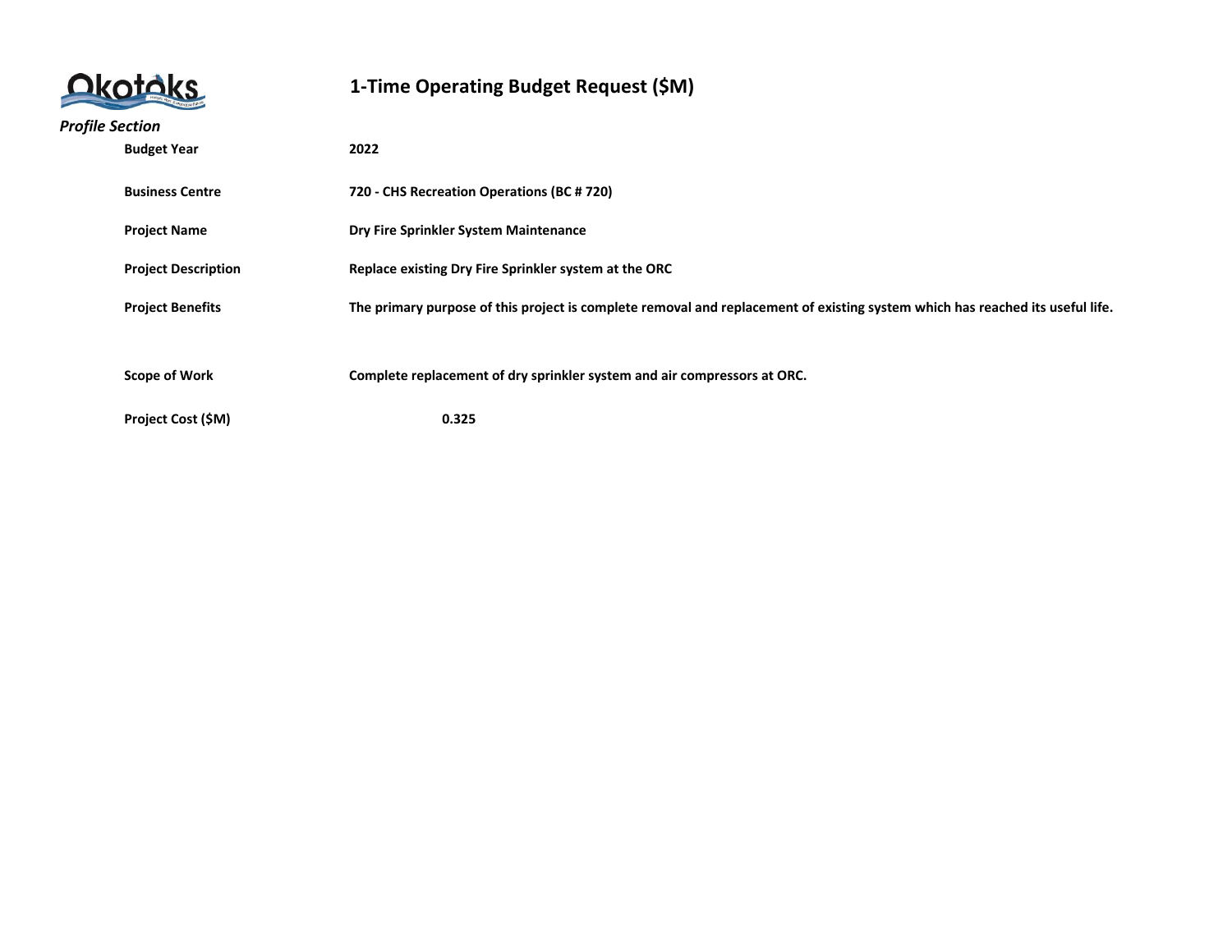# 1-Time Operating Budget Request ($M)

*Profile Section*

| | |
|---|---|
| **Budget Year** | **2022** |
| **Business Centre** | **720 - CHS Recreation Operations (BC # 720)** |
| **Project Name** | **Dry Fire Sprinkler System Maintenance** |
| **Project Description** | **Replace existing Dry Fire Sprinkler system at the ORC** |
| **Project Benefits** | **The primary purpose of this project is complete removal and replacement of existing system which has reached its useful life.** |
| **Scope of Work** | **Complete replacement of dry sprinkler system and air compressors at ORC.** |
| **Project Cost ($M)** | **0.325** |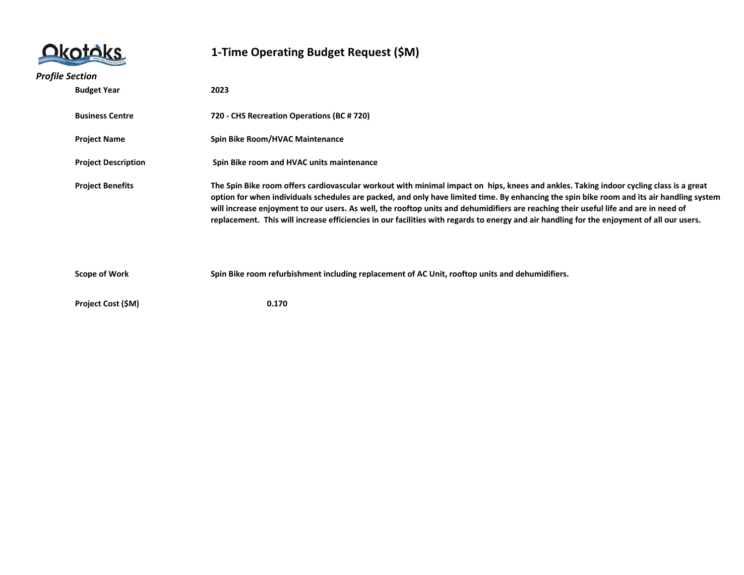# 1-Time Operating Budget Request ($M)

*Profile Section*

**Budget Year** 2023

**Business Centre** 720 - CHS Recreation Operations (BC # 720)

**Project Name** Spin Bike Room/HVAC Maintenance

**Project Description** Spin Bike room and HVAC units maintenance

**Project Benefits** The Spin Bike room offers cardiovascular workout with minimal impact on hips, knees and ankles. Taking indoor cycling class is a great option for when individuals schedules are packed, and only have limited time. By enhancing the spin bike room and its air handling system will increase enjoyment to our users. As well, the rooftop units and dehumidifiers are reaching their useful life and are in need of replacement. This will increase efficiencies in our facilities with regards to energy and air handling for the enjoyment of all our users.

**Scope of Work** Spin Bike room refurbishment including replacement of AC Unit, rooftop units and dehumidifiers.

**Project Cost ($M)** 0.170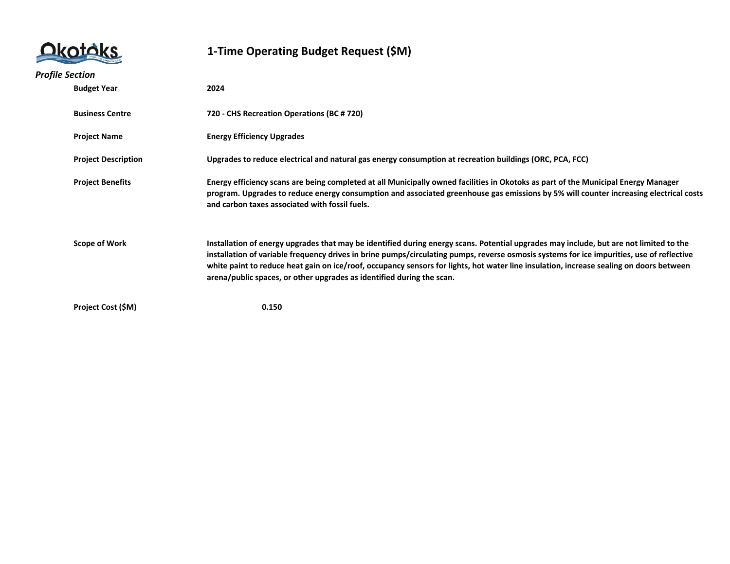# 1-Time Operating Budget Request ($M)

*Profile Section*

| | |
|---|---|
| **Budget Year** | **2024** |
| **Business Centre** | **720 - CHS Recreation Operations (BC # 720)** |
| **Project Name** | **Energy Efficiency Upgrades** |
| **Project Description** | **Upgrades to reduce electrical and natural gas energy consumption at recreation buildings (ORC, PCA, FCC)** |
| **Project Benefits** | **Energy efficiency scans are being completed at all Municipally owned facilities in Okotoks as part of the Municipal Energy Manager program. Upgrades to reduce energy consumption and associated greenhouse gas emissions by 5% will counter increasing electrical costs and carbon taxes associated with fossil fuels.** |
| **Scope of Work** | **Installation of energy upgrades that may be identified during energy scans. Potential upgrades may include, but are not limited to the installation of variable frequency drives in brine pumps/circulating pumps, reverse osmosis systems for ice impurities, use of reflective white paint to reduce heat gain on ice/roof, occupancy sensors for lights, hot water line insulation, increase sealing on doors between arena/public spaces, or other upgrades as identified during the scan.** |
| **Project Cost ($M)** | **0.150** |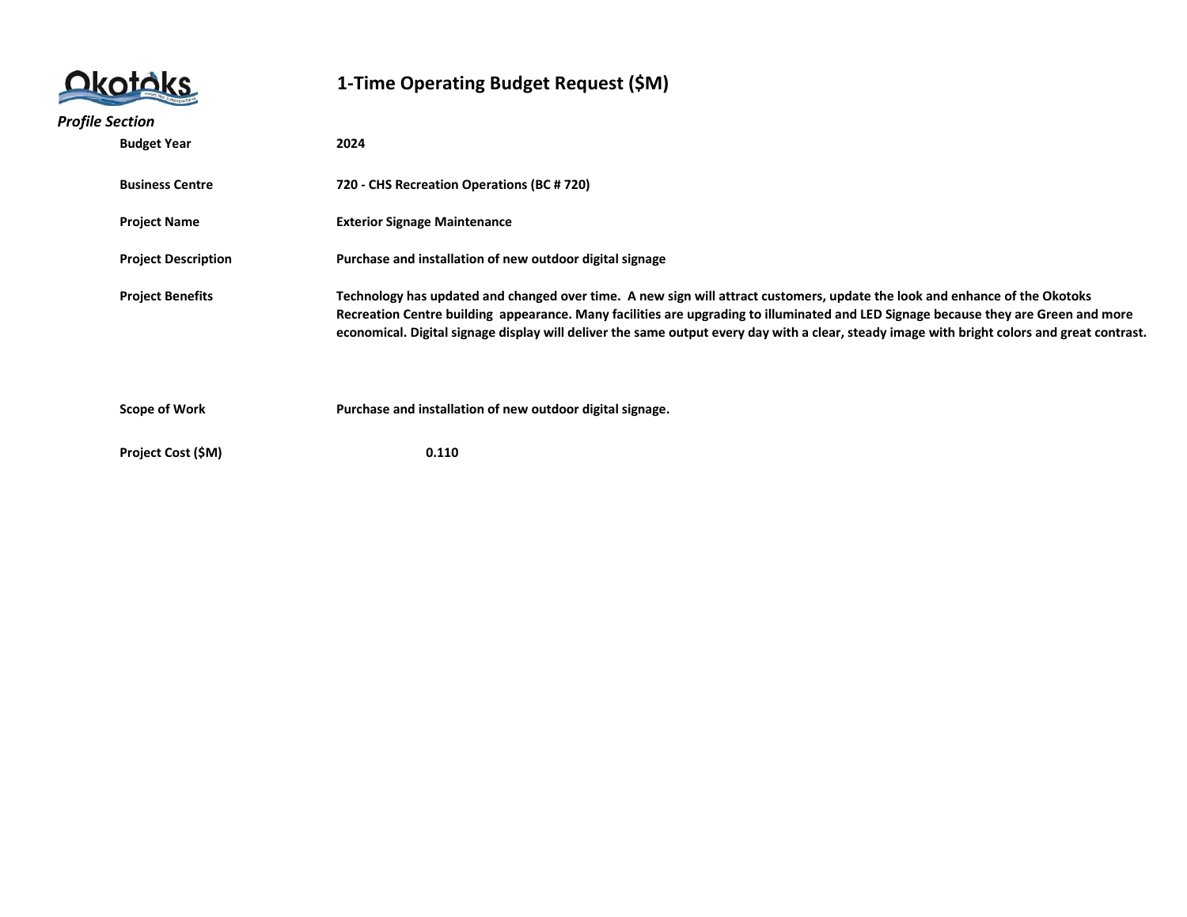# 1-Time Operating Budget Request ($M)

*Profile Section*

| | |
|---|---|
| **Budget Year** | **2024** |
| **Business Centre** | **720 - CHS Recreation Operations (BC # 720)** |
| **Project Name** | **Exterior Signage Maintenance** |
| **Project Description** | **Purchase and installation of new outdoor digital signage** |
| **Project Benefits** | **Technology has updated and changed over time. A new sign will attract customers, update the look and enhance of the Okotoks Recreation Centre building appearance. Many facilities are upgrading to illuminated and LED Signage because they are Green and more economical. Digital signage display will deliver the same output every day with a clear, steady image with bright colors and great contrast.** |
| **Scope of Work** | **Purchase and installation of new outdoor digital signage.** |
| **Project Cost ($M)** | **0.110** |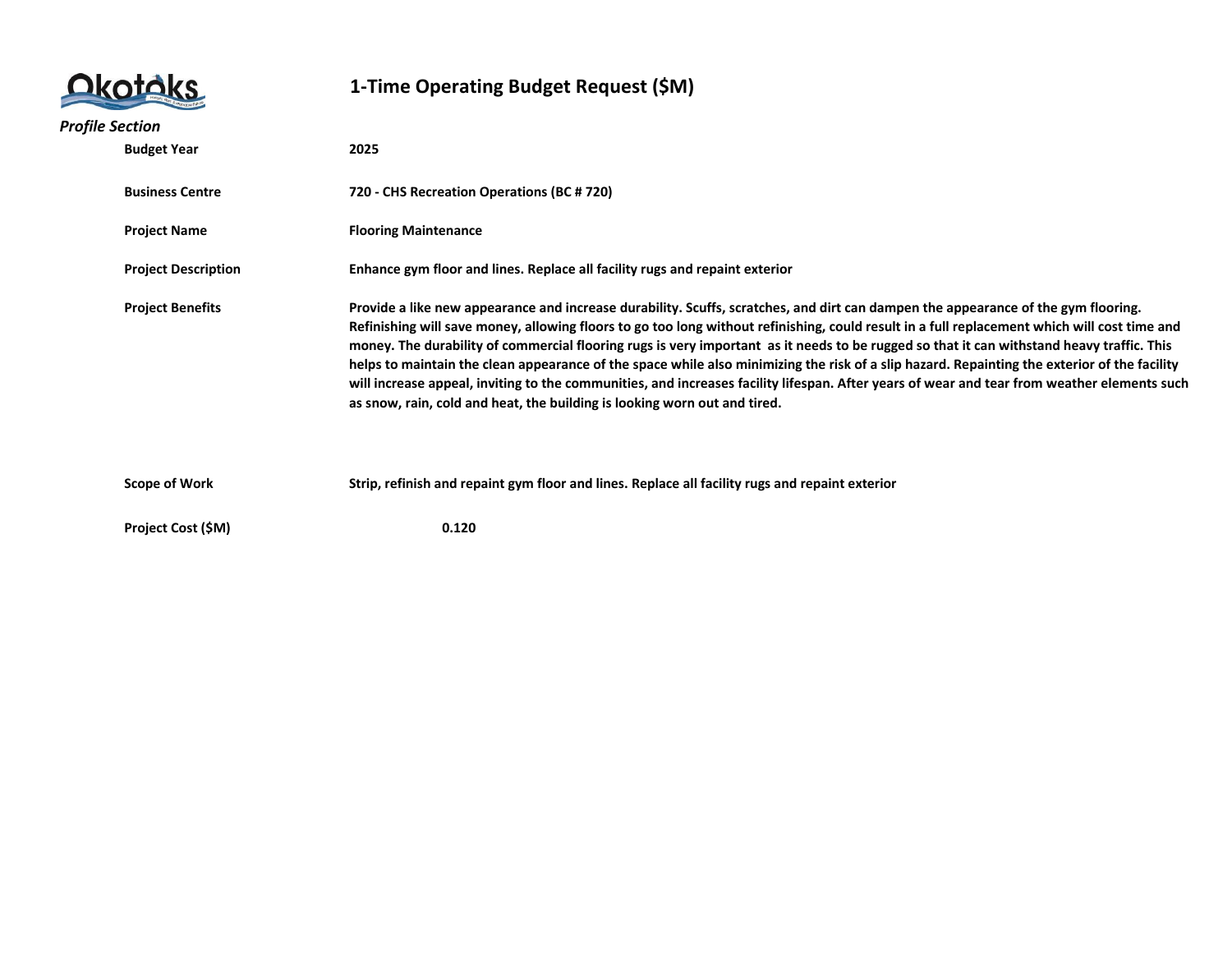# 1-Time Operating Budget Request ($M)

*Profile Section*

| | |
|---|---|
| **Budget Year** | **2025** |
| **Business Centre** | **720 - CHS Recreation Operations (BC # 720)** |
| **Project Name** | **Flooring Maintenance** |
| **Project Description** | **Enhance gym floor and lines. Replace all facility rugs and repaint exterior** |
| **Project Benefits** | **Provide a like new appearance and increase durability. Scuffs, scratches, and dirt can dampen the appearance of the gym flooring. Refinishing will save money, allowing floors to go too long without refinishing, could result in a full replacement which will cost time and money. The durability of commercial flooring rugs is very important as it needs to be rugged so that it can withstand heavy traffic. This helps to maintain the clean appearance of the space while also minimizing the risk of a slip hazard. Repainting the exterior of the facility will increase appeal, inviting to the communities, and increases facility lifespan. After years of wear and tear from weather elements such as snow, rain, cold and heat, the building is looking worn out and tired.** |
| **Scope of Work** | **Strip, refinish and repaint gym floor and lines. Replace all facility rugs and repaint exterior** |
| **Project Cost ($M)** | **0.120** |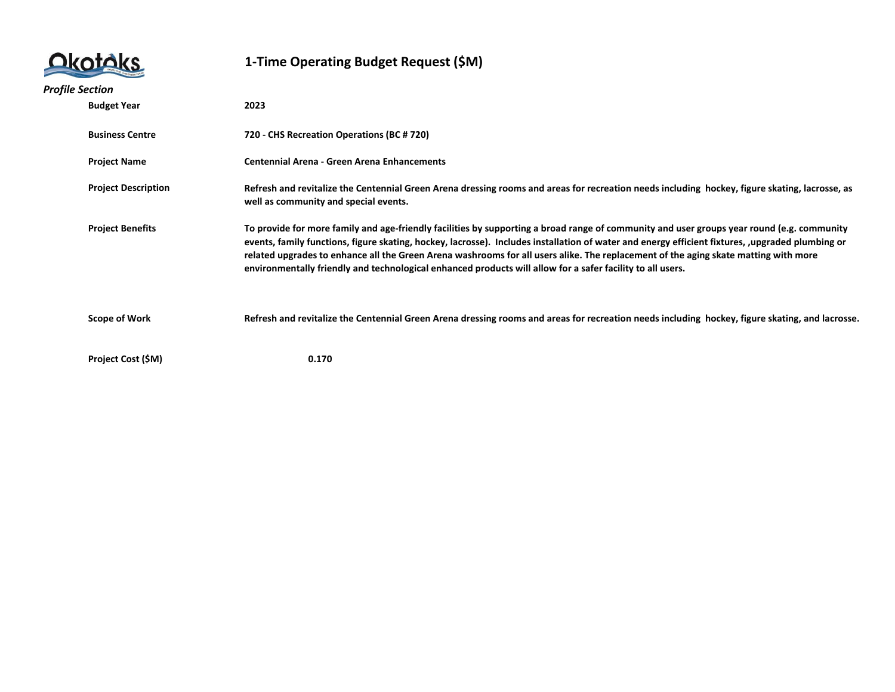# 1-Time Operating Budget Request ($M)

*Profile Section*

| | |
|---|---|
| **Budget Year** | **2023** |
| **Business Centre** | **720 - CHS Recreation Operations (BC # 720)** |
| **Project Name** | **Centennial Arena - Green Arena Enhancements** |
| **Project Description** | **Refresh and revitalize the Centennial Green Arena dressing rooms and areas for recreation needs including hockey, figure skating, lacrosse, as well as community and special events.** |
| **Project Benefits** | **To provide for more family and age-friendly facilities by supporting a broad range of community and user groups year round (e.g. community events, family functions, figure skating, hockey, lacrosse). Includes installation of water and energy efficient fixtures, ,upgraded plumbing or related upgrades to enhance all the Green Arena washrooms for all users alike. The replacement of the aging skate matting with more environmentally friendly and technological enhanced products will allow for a safer facility to all users.** |
| **Scope of Work** | **Refresh and revitalize the Centennial Green Arena dressing rooms and areas for recreation needs including hockey, figure skating, and lacrosse.** |
| **Project Cost ($M)** | **0.170** |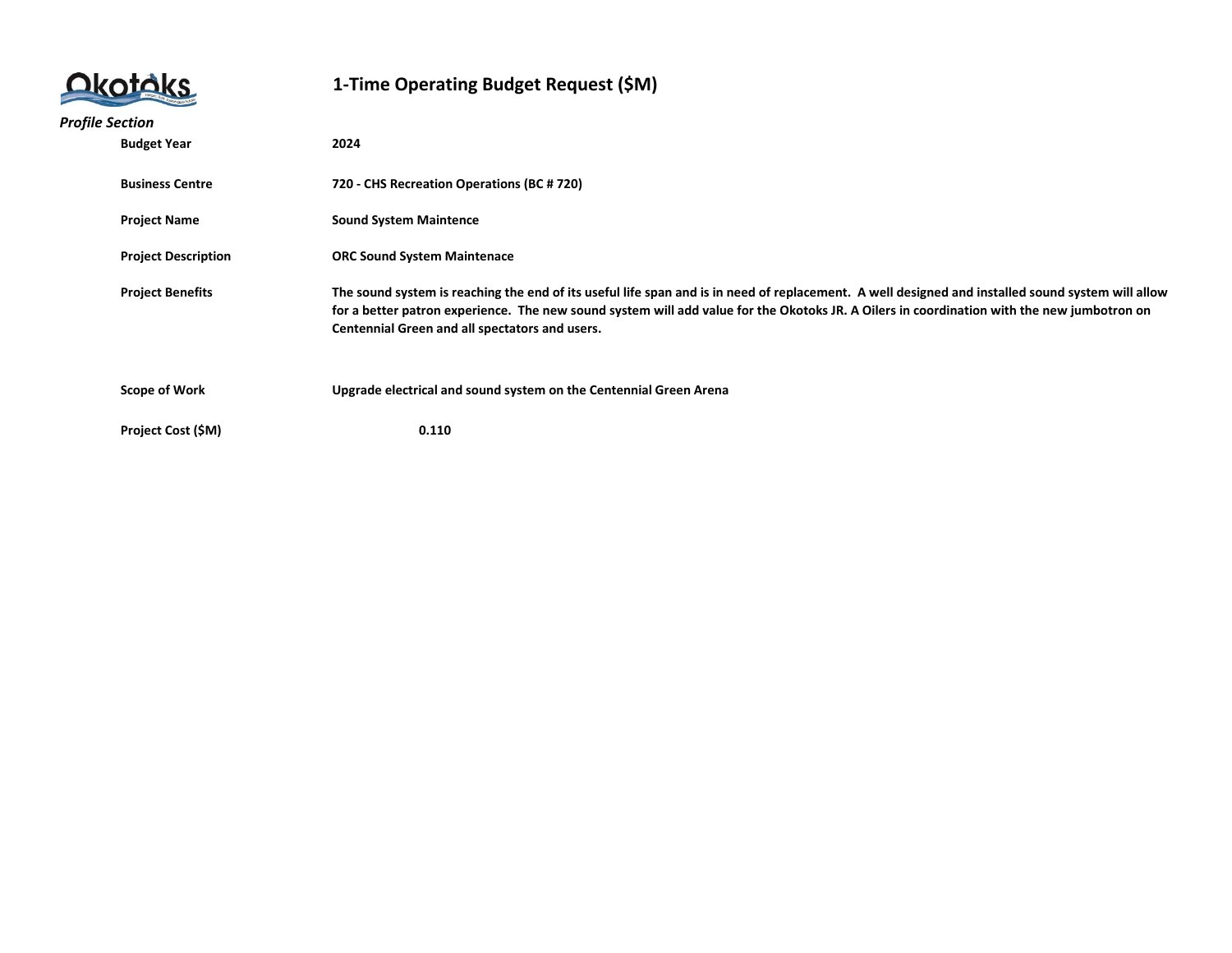# 1-Time Operating Budget Request ($M)

*Profile Section*

| | |
|---|---|
| **Budget Year** | **2024** |
| **Business Centre** | **720 - CHS Recreation Operations (BC # 720)** |
| **Project Name** | **Sound System Maintence** |
| **Project Description** | **ORC Sound System Maintenace** |
| **Project Benefits** | **The sound system is reaching the end of its useful life span and is in need of replacement. A well designed and installed sound system will allow for a better patron experience. The new sound system will add value for the Okotoks JR. A Oilers in coordination with the new jumbotron on Centennial Green and all spectators and users.** |
| **Scope of Work** | **Upgrade electrical and sound system on the Centennial Green Arena** |
| **Project Cost ($M)** | **0.110** |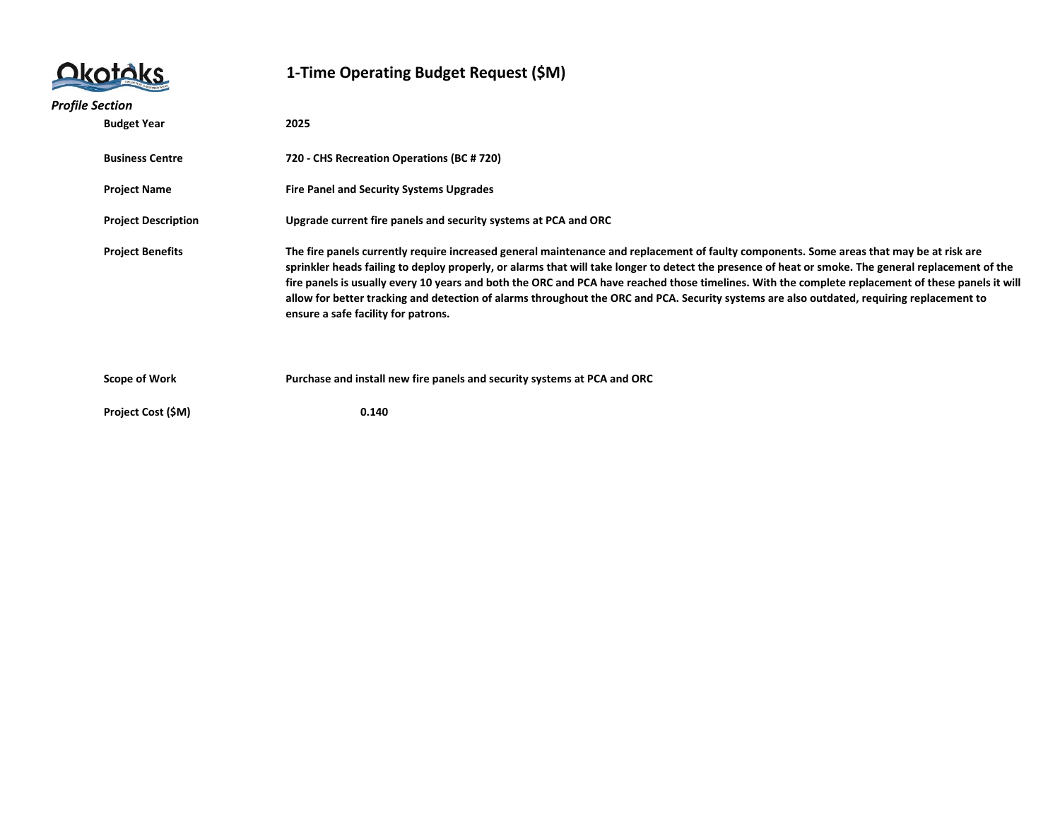# 1-Time Operating Budget Request ($M)

*Profile Section*

| | |
|---|---|
| **Budget Year** | **2025** |
| **Business Centre** | **720 - CHS Recreation Operations (BC # 720)** |
| **Project Name** | **Fire Panel and Security Systems Upgrades** |
| **Project Description** | **Upgrade current fire panels and security systems at PCA and ORC** |
| **Project Benefits** | **The fire panels currently require increased general maintenance and replacement of faulty components. Some areas that may be at risk are sprinkler heads failing to deploy properly, or alarms that will take longer to detect the presence of heat or smoke. The general replacement of the fire panels is usually every 10 years and both the ORC and PCA have reached those timelines. With the complete replacement of these panels it will allow for better tracking and detection of alarms throughout the ORC and PCA. Security systems are also outdated, requiring replacement to ensure a safe facility for patrons.** |
| **Scope of Work** | **Purchase and install new fire panels and security systems at PCA and ORC** |
| **Project Cost ($M)** | **0.140** |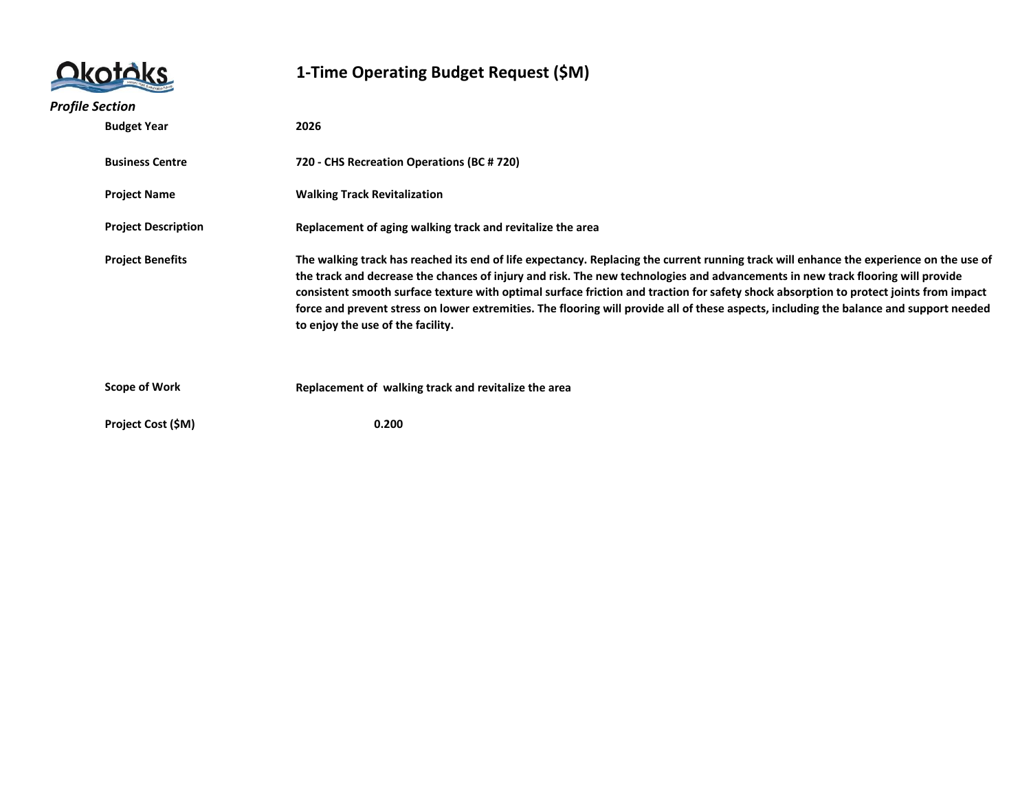# 1-Time Operating Budget Request ($M)

*Profile Section*

| | |
|---|---|
| **Budget Year** | **2026** |
| **Business Centre** | **720 - CHS Recreation Operations (BC # 720)** |
| **Project Name** | **Walking Track Revitalization** |
| **Project Description** | **Replacement of aging walking track and revitalize the area** |
| **Project Benefits** | **The walking track has reached its end of life expectancy. Replacing the current running track will enhance the experience on the use of the track and decrease the chances of injury and risk. The new technologies and advancements in new track flooring will provide consistent smooth surface texture with optimal surface friction and traction for safety shock absorption to protect joints from impact force and prevent stress on lower extremities. The flooring will provide all of these aspects, including the balance and support needed to enjoy the use of the facility.** |
| **Scope of Work** | **Replacement of walking track and revitalize the area** |
| **Project Cost ($M)** | **0.200** |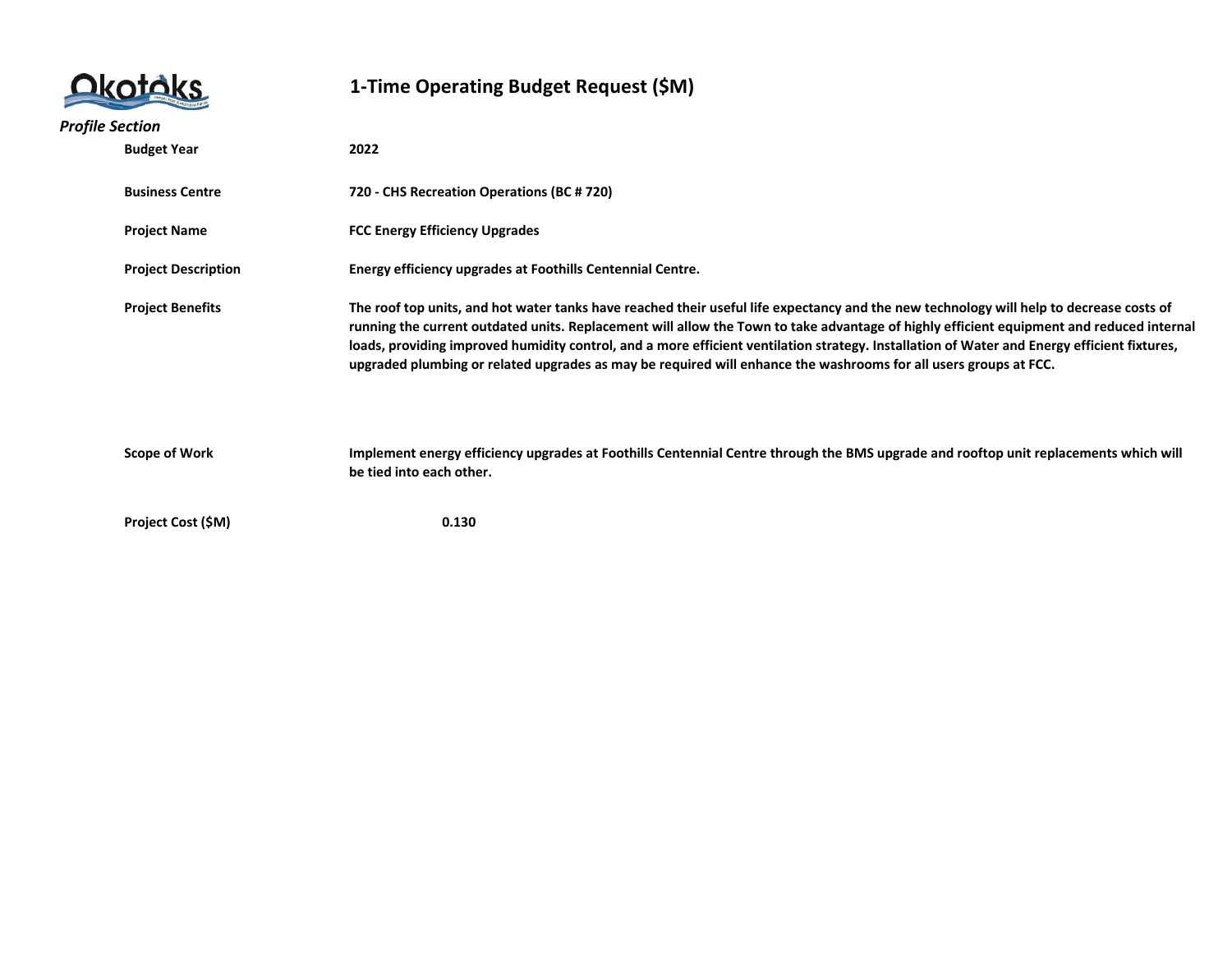# 1-Time Operating Budget Request ($M)

*Profile Section*

| | |
|---|---|
| **Budget Year** | **2022** |
| **Business Centre** | **720 - CHS Recreation Operations (BC # 720)** |
| **Project Name** | **FCC Energy Efficiency Upgrades** |
| **Project Description** | **Energy efficiency upgrades at Foothills Centennial Centre.** |
| **Project Benefits** | **The roof top units, and hot water tanks have reached their useful life expectancy and the new technology will help to decrease costs of running the current outdated units. Replacement will allow the Town to take advantage of highly efficient equipment and reduced internal loads, providing improved humidity control, and a more efficient ventilation strategy. Installation of Water and Energy efficient fixtures, upgraded plumbing or related upgrades as may be required will enhance the washrooms for all users groups at FCC.** |
| **Scope of Work** | **Implement energy efficiency upgrades at Foothills Centennial Centre through the BMS upgrade and rooftop unit replacements which will be tied into each other.** |
| **Project Cost ($M)** | **0.130** |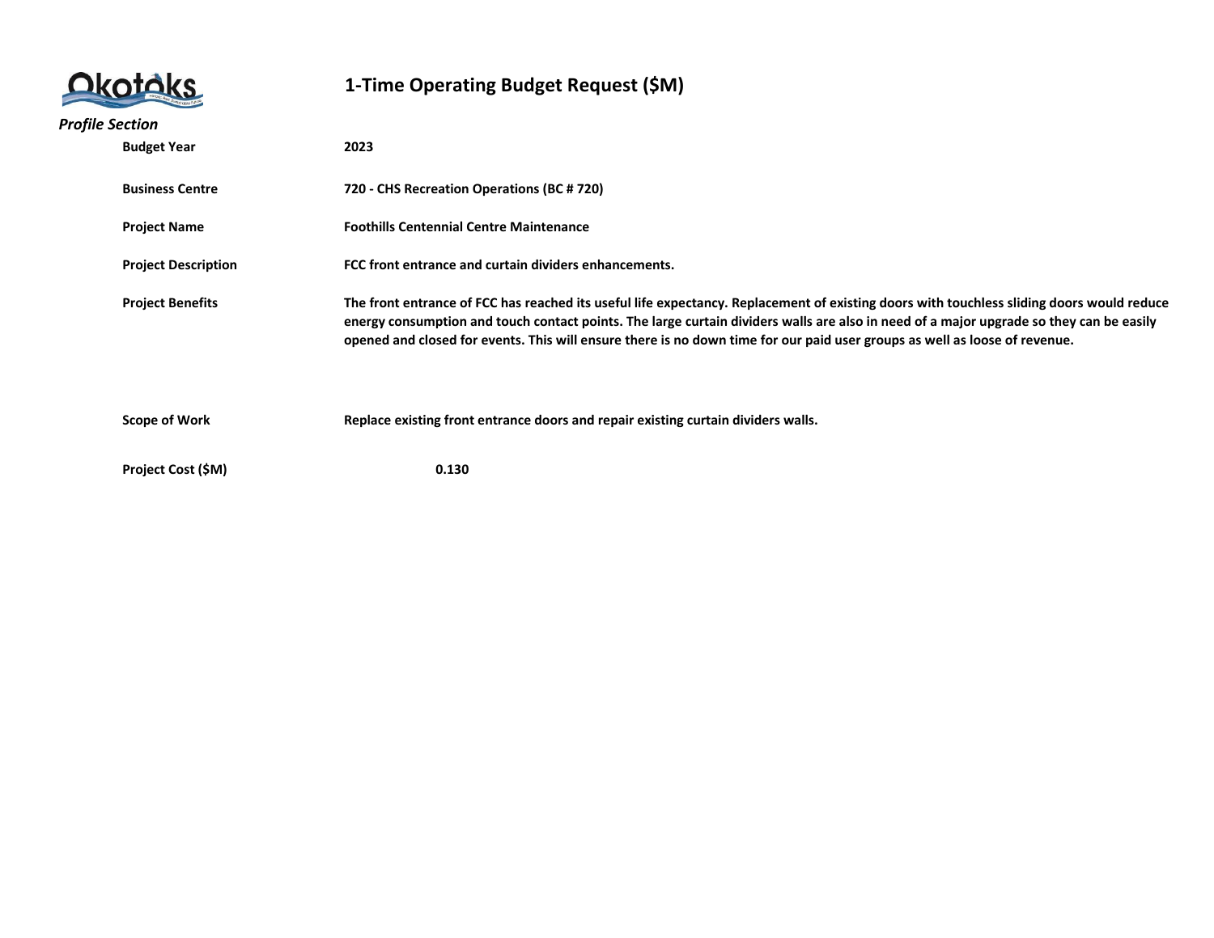# 1-Time Operating Budget Request ($M)

*Profile Section*

| | |
|---|---|
| **Budget Year** | **2023** |
| **Business Centre** | **720 - CHS Recreation Operations (BC # 720)** |
| **Project Name** | **Foothills Centennial Centre Maintenance** |
| **Project Description** | **FCC front entrance and curtain dividers enhancements.** |
| **Project Benefits** | **The front entrance of FCC has reached its useful life expectancy. Replacement of existing doors with touchless sliding doors would reduce energy consumption and touch contact points. The large curtain dividers walls are also in need of a major upgrade so they can be easily opened and closed for events. This will ensure there is no down time for our paid user groups as well as loose of revenue.** |
| **Scope of Work** | **Replace existing front entrance doors and repair existing curtain dividers walls.** |
| **Project Cost ($M)** | **0.130** |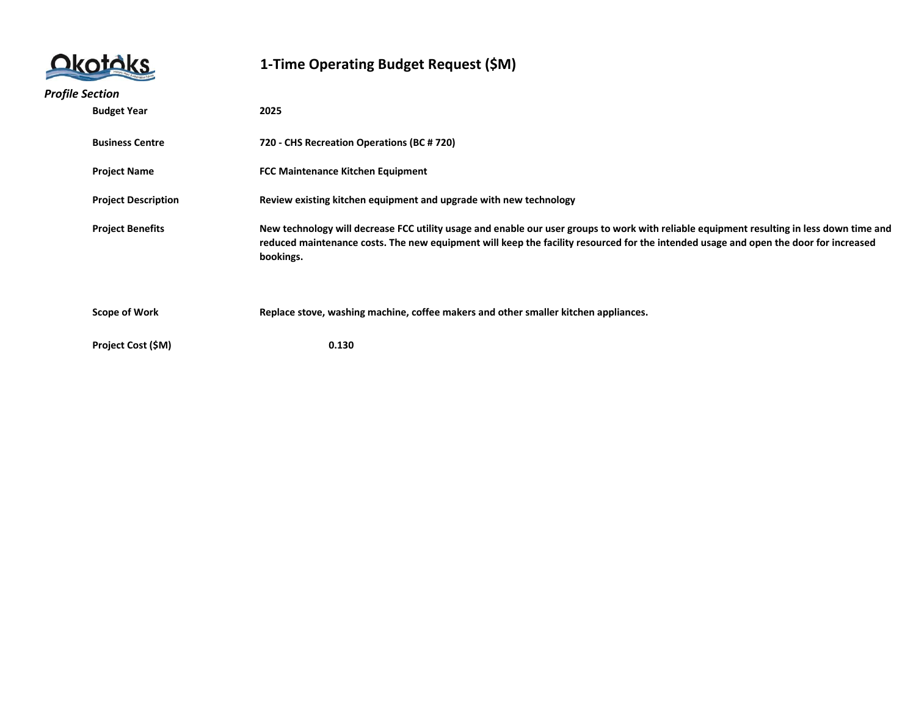# 1-Time Operating Budget Request ($M)

*Profile Section*

| | |
|---|---|
| **Budget Year** | **2025** |
| **Business Centre** | **720 - CHS Recreation Operations (BC # 720)** |
| **Project Name** | **FCC Maintenance Kitchen Equipment** |
| **Project Description** | **Review existing kitchen equipment and upgrade with new technology** |
| **Project Benefits** | **New technology will decrease FCC utility usage and enable our user groups to work with reliable equipment resulting in less down time and reduced maintenance costs. The new equipment will keep the facility resourced for the intended usage and open the door for increased bookings.** |
| **Scope of Work** | **Replace stove, washing machine, coffee makers and other smaller kitchen appliances.** |
| **Project Cost ($M)** | **0.130** |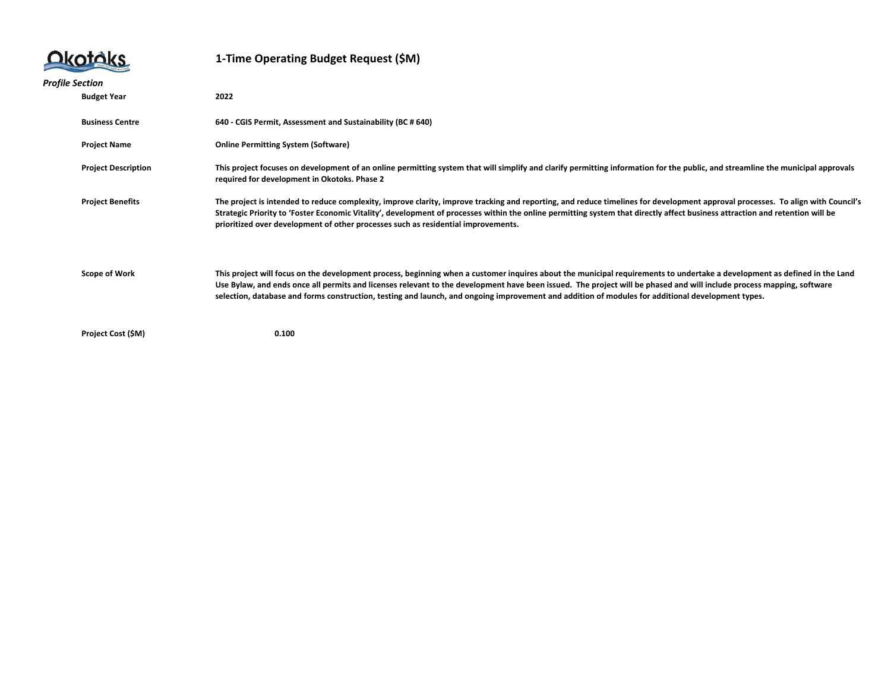Okotoks

# 1-Time Operating Budget Request ($M)

*Profile Section*

| | |
|---|---|
| **Budget Year** | **2022** |
| **Business Centre** | **640 - CGIS Permit, Assessment and Sustainability (BC # 640)** |
| **Project Name** | **Online Permitting System (Software)** |
| **Project Description** | **This project focuses on development of an online permitting system that will simplify and clarify permitting information for the public, and streamline the municipal approvals required for development in Okotoks. Phase 2** |
| **Project Benefits** | **The project is intended to reduce complexity, improve clarity, improve tracking and reporting, and reduce timelines for development approval processes. To align with Council's Strategic Priority to 'Foster Economic Vitality', development of processes within the online permitting system that directly affect business attraction and retention will be prioritized over development of other processes such as residential improvements.** |
| **Scope of Work** | **This project will focus on the development process, beginning when a customer inquires about the municipal requirements to undertake a development as defined in the Land Use Bylaw, and ends once all permits and licenses relevant to the development have been issued. The project will be phased and will include process mapping, software selection, database and forms construction, testing and launch, and ongoing improvement and addition of modules for additional development types.** |
| **Project Cost ($M)** | **0.100** |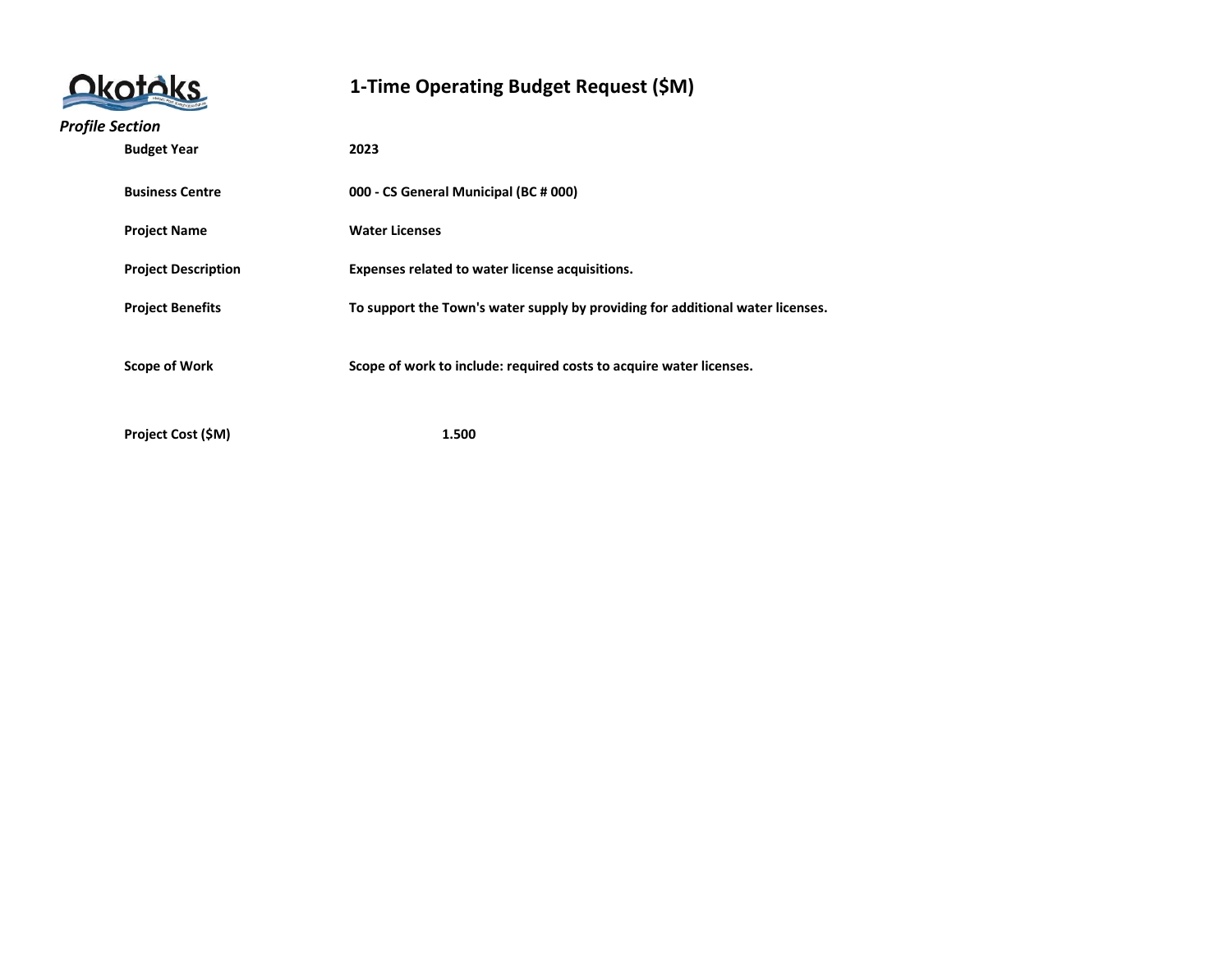# 1-Time Operating Budget Request ($M)

*Profile Section*

| | |
|---|---|
| **Budget Year** | **2023** |
| **Business Centre** | **000 - CS General Municipal (BC # 000)** |
| **Project Name** | **Water Licenses** |
| **Project Description** | **Expenses related to water license acquisitions.** |
| **Project Benefits** | **To support the Town's water supply by providing for additional water licenses.** |
| **Scope of Work** | **Scope of work to include: required costs to acquire water licenses.** |
| **Project Cost ($M)** | **1.500** |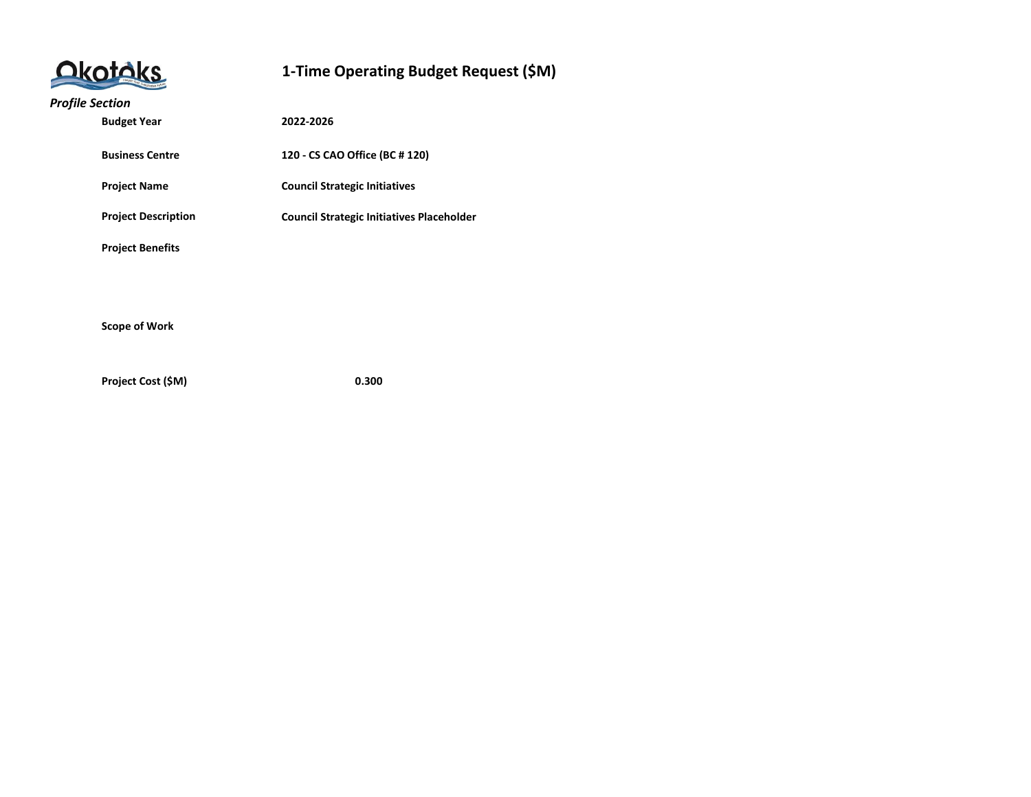# 1-Time Operating Budget Request ($M)

*Profile Section*

| | |
|---|---|
| **Budget Year** | **2022-2026** |
| **Business Centre** | **120 - CS CAO Office (BC # 120)** |
| **Project Name** | **Council Strategic Initiatives** |
| **Project Description** | **Council Strategic Initiatives Placeholder** |
| **Project Benefits** | |
| **Scope of Work** | |
| **Project Cost ($M)** | **0.300** |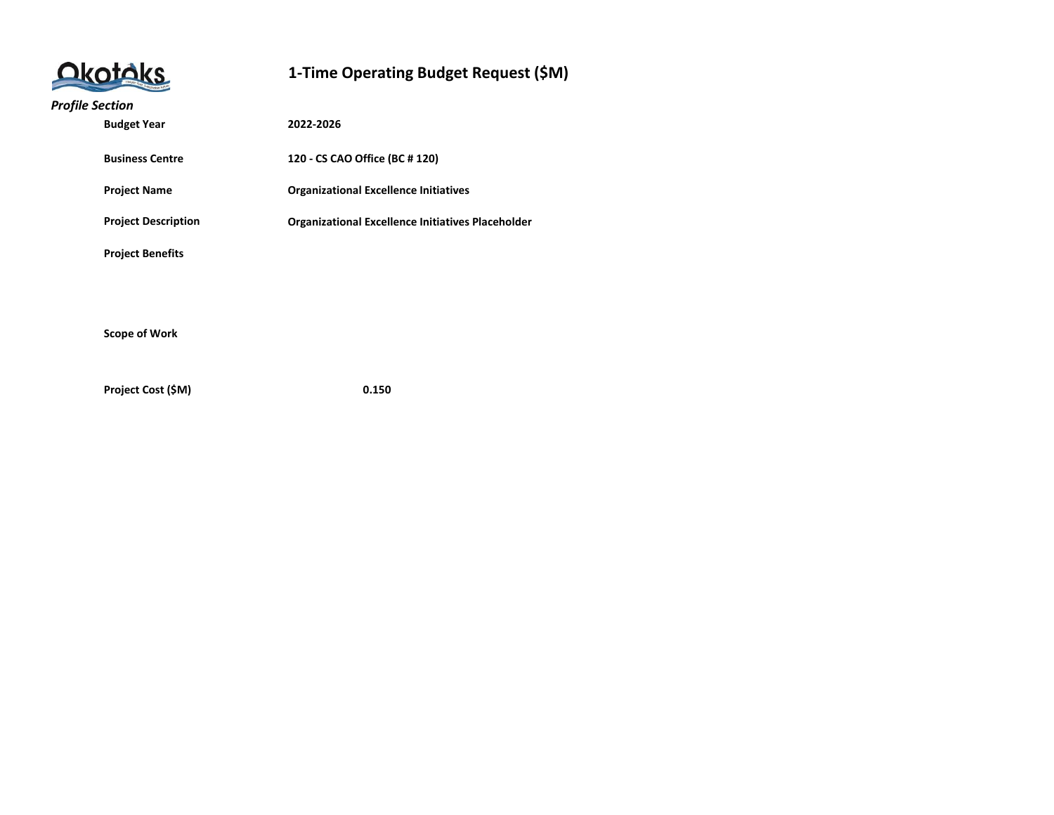# 1-Time Operating Budget Request ($M)

*Profile Section*

| | |
|---|---|
| **Budget Year** | **2022-2026** |
| **Business Centre** | **120 - CS CAO Office (BC # 120)** |
| **Project Name** | **Organizational Excellence Initiatives** |
| **Project Description** | **Organizational Excellence Initiatives Placeholder** |
| **Project Benefits** | |
| **Scope of Work** | |
| **Project Cost ($M)** | **0.150** |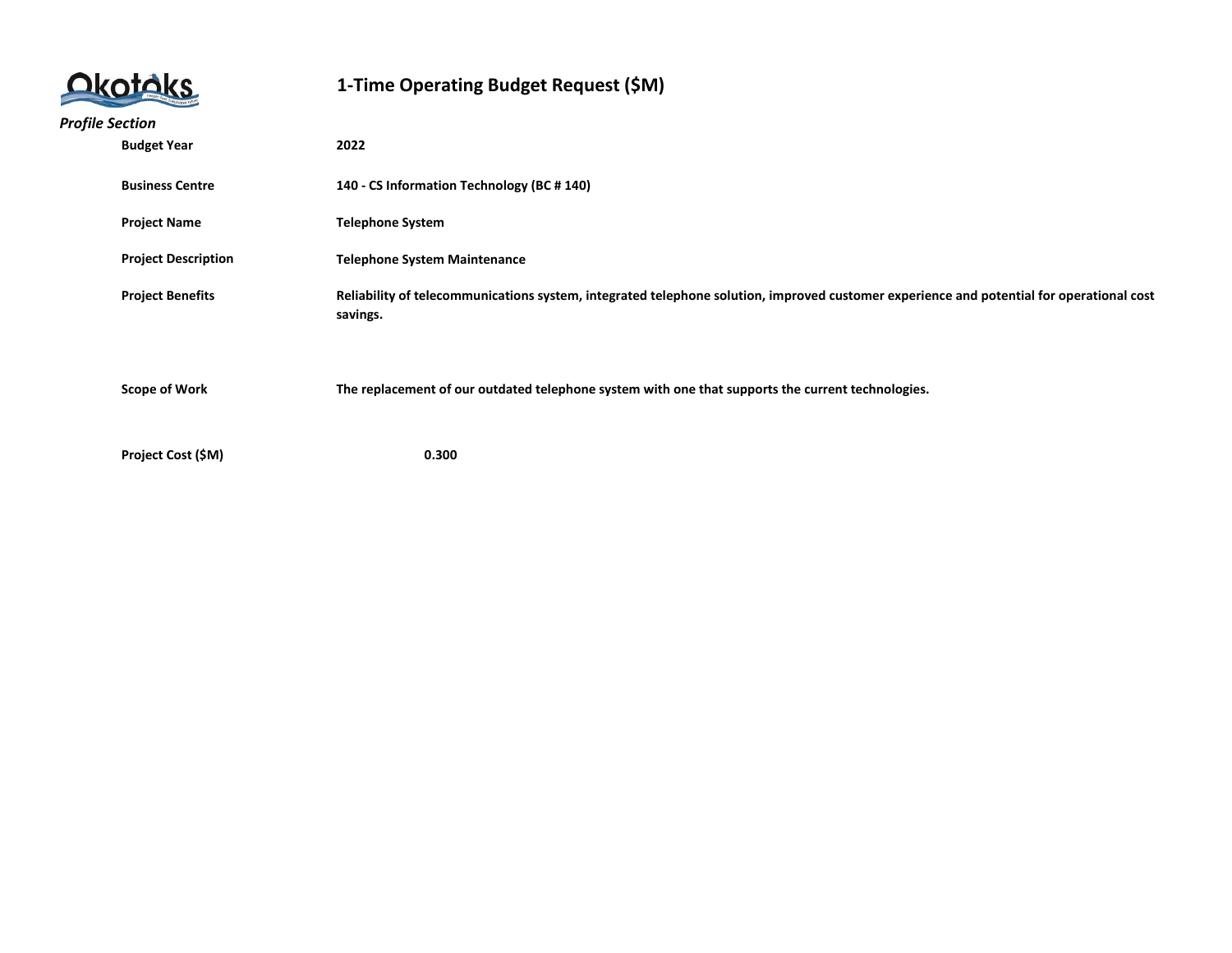# 1-Time Operating Budget Request ($M)

*Profile Section*

| | |
|---|---|
| **Budget Year** | **2022** |
| **Business Centre** | **140 - CS Information Technology (BC # 140)** |
| **Project Name** | **Telephone System** |
| **Project Description** | **Telephone System Maintenance** |
| **Project Benefits** | **Reliability of telecommunications system, integrated telephone solution, improved customer experience and potential for operational cost savings.** |
| **Scope of Work** | **The replacement of our outdated telephone system with one that supports the current technologies.** |
| **Project Cost ($M)** | **0.300** |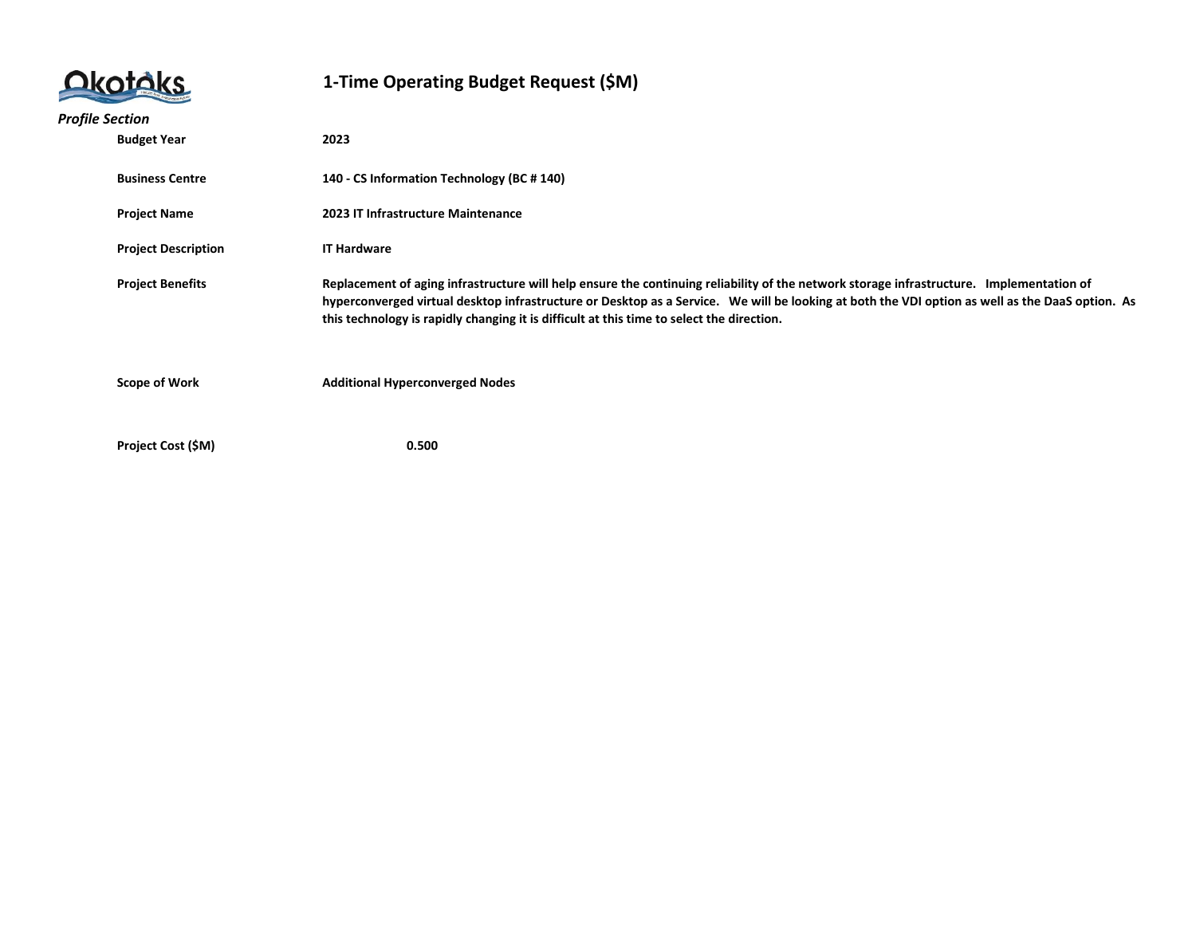Okotoks

# 1-Time Operating Budget Request ($M)

*Profile Section*

| | |
|---|---|
| **Budget Year** | **2023** |
| **Business Centre** | **140 - CS Information Technology (BC # 140)** |
| **Project Name** | **2023 IT Infrastructure Maintenance** |
| **Project Description** | **IT Hardware** |
| **Project Benefits** | **Replacement of aging infrastructure will help ensure the continuing reliability of the network storage infrastructure. Implementation of hyperconverged virtual desktop infrastructure or Desktop as a Service. We will be looking at both the VDI option as well as the DaaS option. As this technology is rapidly changing it is difficult at this time to select the direction.** |
| **Scope of Work** | **Additional Hyperconverged Nodes** |
| **Project Cost ($M)** | **0.500** |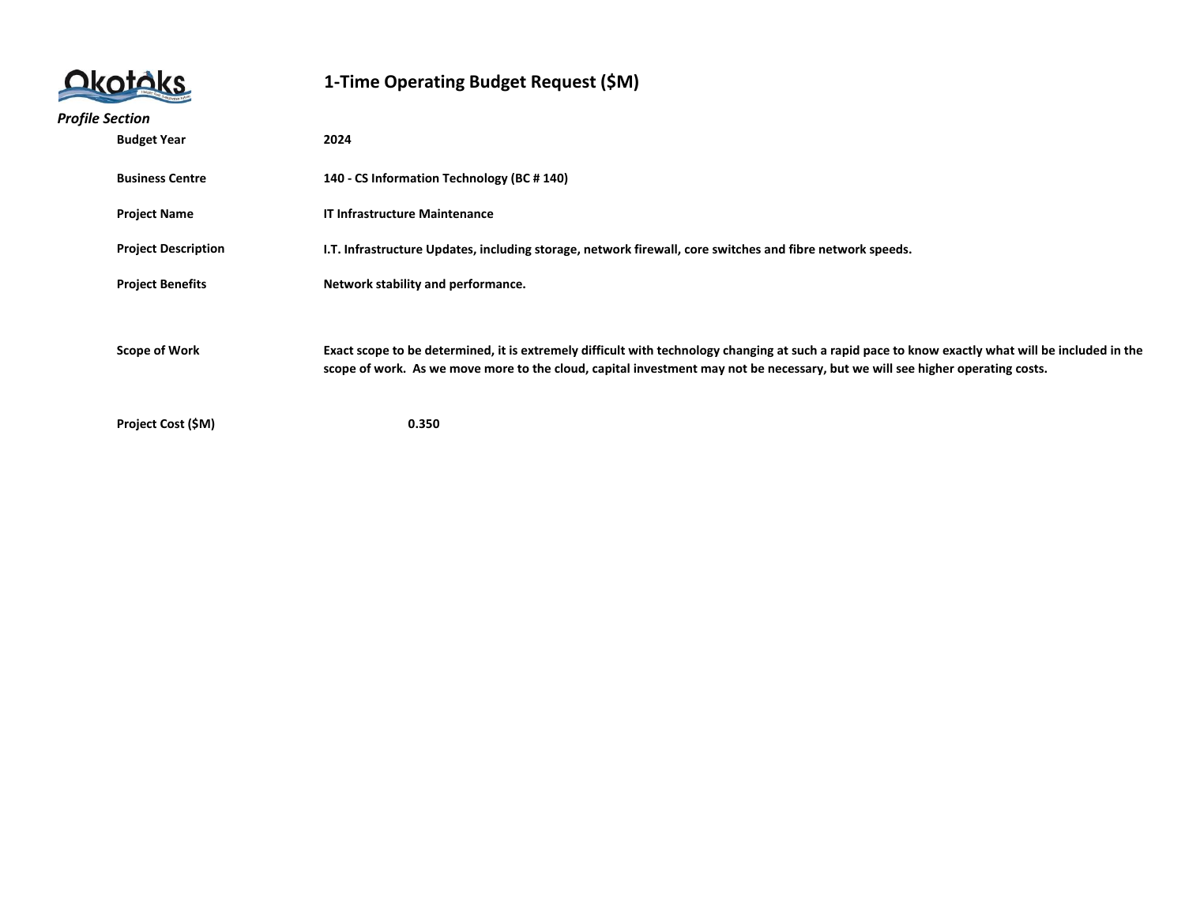# 1-Time Operating Budget Request ($M)

*Profile Section*

| | |
|---|---|
| **Budget Year** | **2024** |
| **Business Centre** | **140 - CS Information Technology (BC # 140)** |
| **Project Name** | **IT Infrastructure Maintenance** |
| **Project Description** | **I.T. Infrastructure Updates, including storage, network firewall, core switches and fibre network speeds.** |
| **Project Benefits** | **Network stability and performance.** |
| **Scope of Work** | **Exact scope to be determined, it is extremely difficult with technology changing at such a rapid pace to know exactly what will be included in the scope of work. As we move more to the cloud, capital investment may not be necessary, but we will see higher operating costs.** |
| **Project Cost ($M)** | **0.350** |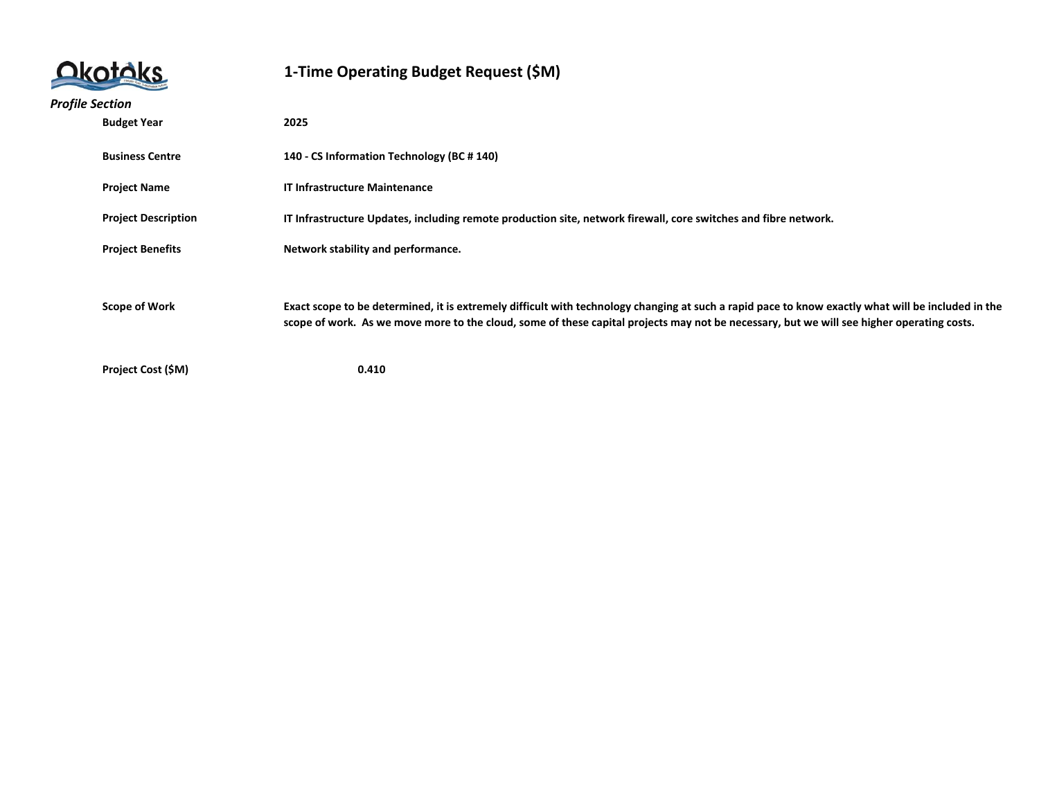# 1-Time Operating Budget Request ($M)

*Profile Section*

| | |
|---|---|
| **Budget Year** | **2025** |
| **Business Centre** | **140 - CS Information Technology (BC # 140)** |
| **Project Name** | **IT Infrastructure Maintenance** |
| **Project Description** | **IT Infrastructure Updates, including remote production site, network firewall, core switches and fibre network.** |
| **Project Benefits** | **Network stability and performance.** |
| **Scope of Work** | **Exact scope to be determined, it is extremely difficult with technology changing at such a rapid pace to know exactly what will be included in the scope of work. As we move more to the cloud, some of these capital projects may not be necessary, but we will see higher operating costs.** |
| **Project Cost ($M)** | **0.410** |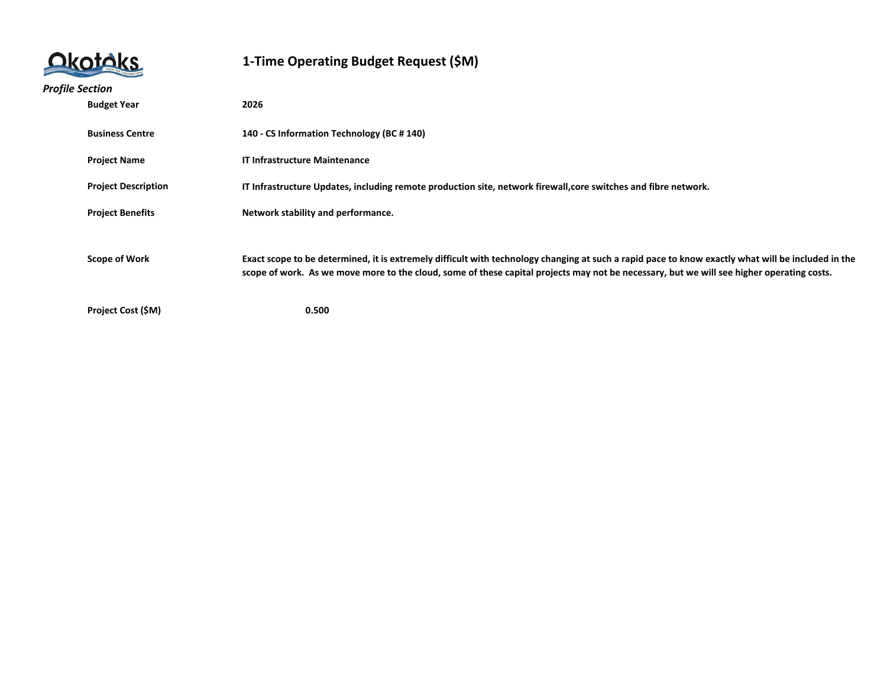# 1-Time Operating Budget Request ($M)

*Profile Section*

| | |
|---|---|
| **Budget Year** | **2026** |
| **Business Centre** | **140 - CS Information Technology (BC # 140)** |
| **Project Name** | **IT Infrastructure Maintenance** |
| **Project Description** | **IT Infrastructure Updates, including remote production site, network firewall,core switches and fibre network.** |
| **Project Benefits** | **Network stability and performance.** |
| **Scope of Work** | **Exact scope to be determined, it is extremely difficult with technology changing at such a rapid pace to know exactly what will be included in the scope of work.  As we move more to the cloud, some of these capital projects may not be necessary, but we will see higher operating costs.** |
| **Project Cost ($M)** | **0.500** |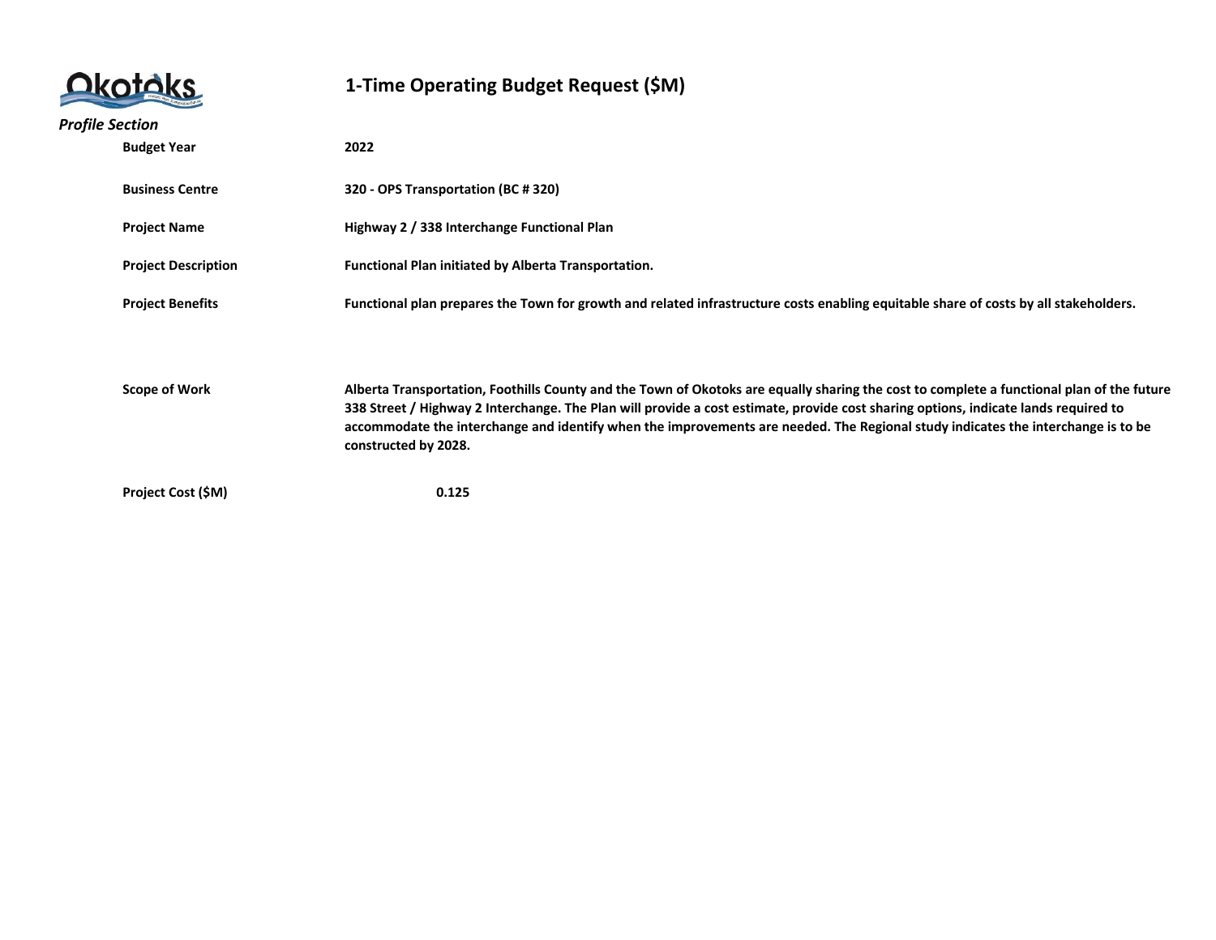# 1-Time Operating Budget Request ($M)

*Profile Section*

| | |
|---|---|
| **Budget Year** | **2022** |
| **Business Centre** | **320 - OPS Transportation (BC # 320)** |
| **Project Name** | **Highway 2 / 338 Interchange Functional Plan** |
| **Project Description** | **Functional Plan initiated by Alberta Transportation.** |
| **Project Benefits** | **Functional plan prepares the Town for growth and related infrastructure costs enabling equitable share of costs by all stakeholders.** |
| **Scope of Work** | **Alberta Transportation, Foothills County and the Town of Okotoks are equally sharing the cost to complete a functional plan of the future 338 Street / Highway 2 Interchange. The Plan will provide a cost estimate, provide cost sharing options, indicate lands required to accommodate the interchange and identify when the improvements are needed. The Regional study indicates the interchange is to be constructed by 2028.** |
| **Project Cost ($M)** | **0.125** |